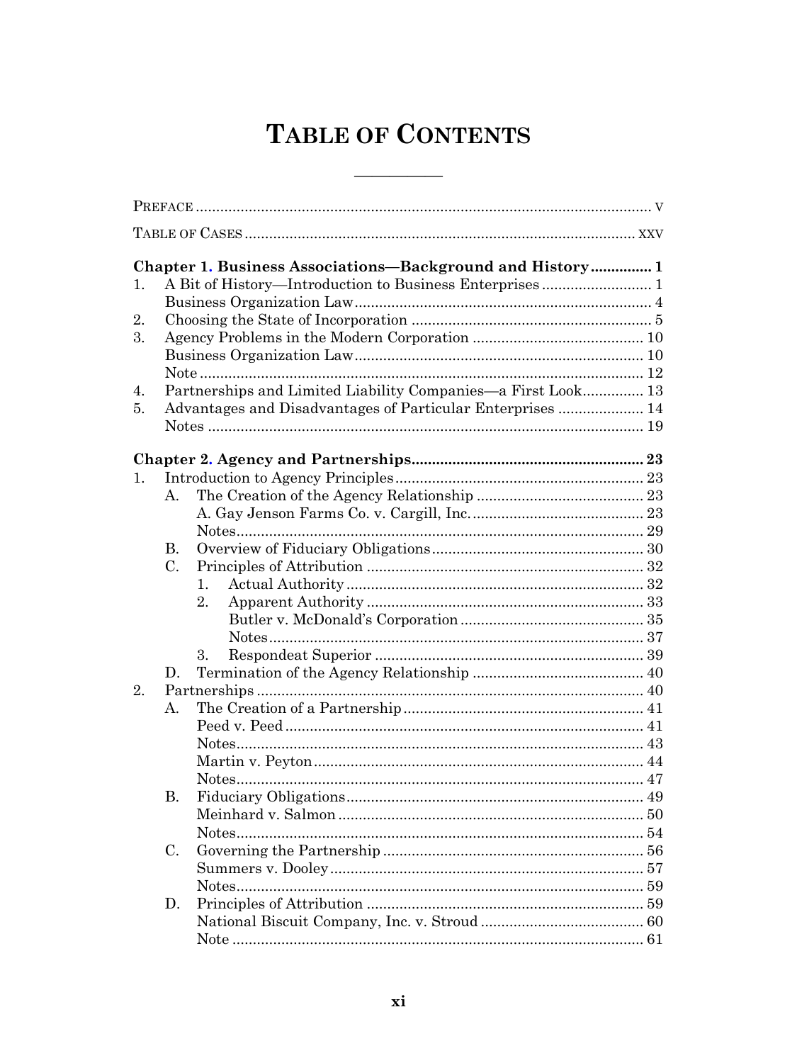# TABLE OF CONTENTS

PREFACE ..... v

TABLE OF CASES ..... xxv

**Chapter 1. Business Associations—Background and History ..... 1**

1. A Bit of History—Introduction to Business Enterprises ..... 1
   Business Organization Law ..... 4
2. Choosing the State of Incorporation ..... 5
3. Agency Problems in the Modern Corporation ..... 10
   Business Organization Law ..... 10
   Note ..... 12
4. Partnerships and Limited Liability Companies—a First Look ..... 13
5. Advantages and Disadvantages of Particular Enterprises ..... 14
   Notes ..... 19

**Chapter 2. Agency and Partnerships ..... 23**

1. Introduction to Agency Principles ..... 23
   - A. The Creation of the Agency Relationship ..... 23
     - A. Gay Jenson Farms Co. v. Cargill, Inc. ..... 23
     - Notes ..... 29
   - B. Overview of Fiduciary Obligations ..... 30
   - C. Principles of Attribution ..... 32
     1. Actual Authority ..... 32
     2. Apparent Authority ..... 33
        - Butler v. McDonald's Corporation ..... 35
        - Notes ..... 37
     3. Respondeat Superior ..... 39
   - D. Termination of the Agency Relationship ..... 40
2. Partnerships ..... 40
   - A. The Creation of a Partnership ..... 41
     - Peed v. Peed ..... 41
     - Notes ..... 43
     - Martin v. Peyton ..... 44
     - Notes ..... 47
   - B. Fiduciary Obligations ..... 49
     - Meinhard v. Salmon ..... 50
     - Notes ..... 54
   - C. Governing the Partnership ..... 56
     - Summers v. Dooley ..... 57
     - Notes ..... 59
   - D. Principles of Attribution ..... 59
     - National Biscuit Company, Inc. v. Stroud ..... 60
     - Note ..... 61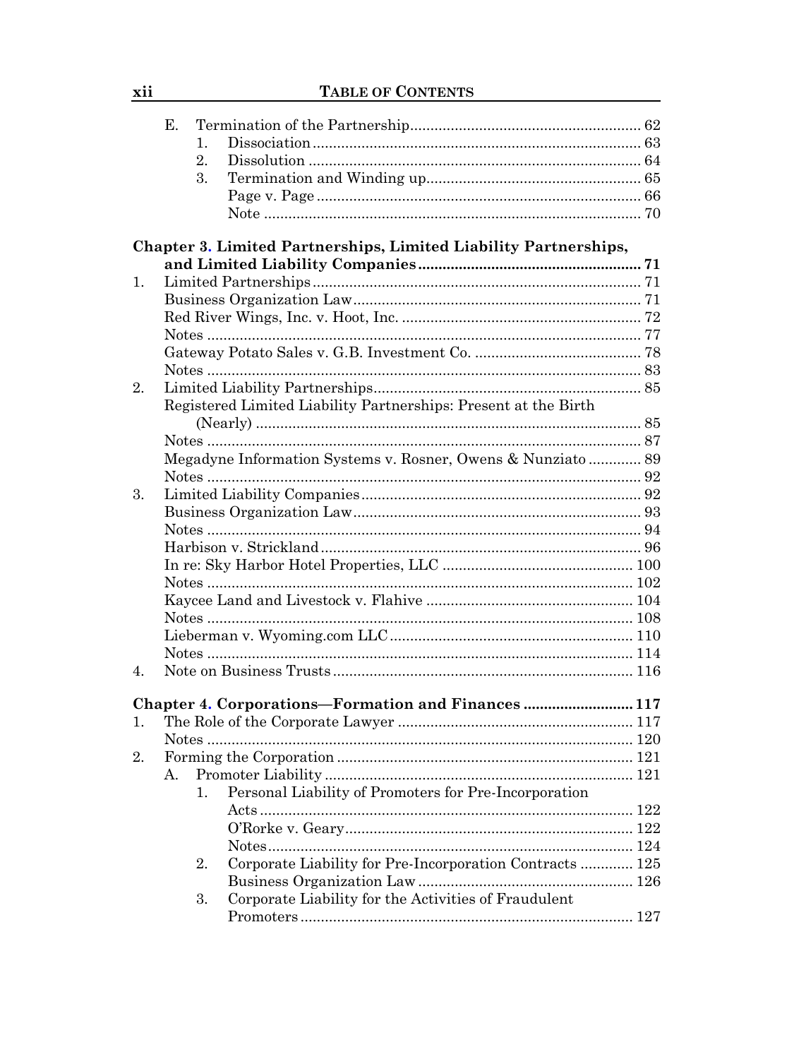- E. Termination of the Partnership ..... 62
  - 1. Dissociation ..... 63
  - 2. Dissolution ..... 64
  - 3. Termination and Winding up ..... 65
    - Page v. Page ..... 66
    - Note ..... 70

**Chapter 3. Limited Partnerships, Limited Liability Partnerships, and Limited Liability Companies ..... 71**

1. Limited Partnerships ..... 71
   - Business Organization Law ..... 71
   - Red River Wings, Inc. v. Hoot, Inc. ..... 72
   - Notes ..... 77
   - Gateway Potato Sales v. G.B. Investment Co. ..... 78
   - Notes ..... 83
2. Limited Liability Partnerships ..... 85
   - Registered Limited Liability Partnerships: Present at the Birth (Nearly) ..... 85
   - Notes ..... 87
   - Megadyne Information Systems v. Rosner, Owens & Nunziato ..... 89
   - Notes ..... 92
3. Limited Liability Companies ..... 92
   - Business Organization Law ..... 93
   - Notes ..... 94
   - Harbison v. Strickland ..... 96
   - In re: Sky Harbor Hotel Properties, LLC ..... 100
   - Notes ..... 102
   - Kaycee Land and Livestock v. Flahive ..... 104
   - Notes ..... 108
   - Lieberman v. Wyoming.com LLC ..... 110
   - Notes ..... 114
4. Note on Business Trusts ..... 116

**Chapter 4. Corporations—Formation and Finances ..... 117**

1. The Role of the Corporate Lawyer ..... 117
   - Notes ..... 120
2. Forming the Corporation ..... 121
   - A. Promoter Liability ..... 121
     - 1. Personal Liability of Promoters for Pre-Incorporation Acts ..... 122
       - O'Rorke v. Geary ..... 122
       - Notes ..... 124
     - 2. Corporate Liability for Pre-Incorporation Contracts ..... 125
       - Business Organization Law ..... 126
     - 3. Corporate Liability for the Activities of Fraudulent Promoters ..... 127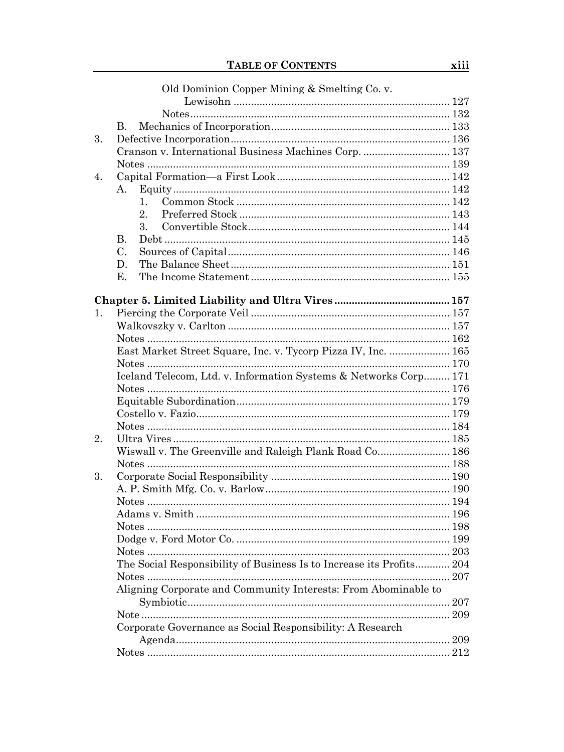Old Dominion Copper Mining & Smelting Co. v. Lewisohn ... 127

Notes ... 132

B. Mechanics of Incorporation ... 133

3. Defective Incorporation ... 136

Cranson v. International Business Machines Corp. ... 137

Notes ... 139

4. Capital Formation—a First Look ... 142

A. Equity ... 142

1. Common Stock ... 142

2. Preferred Stock ... 143

3. Convertible Stock ... 144

B. Debt ... 145

C. Sources of Capital ... 146

D. The Balance Sheet ... 151

E. The Income Statement ... 155

**Chapter 5. Limited Liability and Ultra Vires ... 157**

1. Piercing the Corporate Veil ... 157

Walkovszky v. Carlton ... 157

Notes ... 162

East Market Street Square, Inc. v. Tycorp Pizza IV, Inc. ... 165

Notes ... 170

Iceland Telecom, Ltd. v. Information Systems & Networks Corp. ... 171

Notes ... 176

Equitable Subordination ... 179

Costello v. Fazio ... 179

Notes ... 184

2. Ultra Vires ... 185

Wiswall v. The Greenville and Raleigh Plank Road Co. ... 186

Notes ... 188

3. Corporate Social Responsibility ... 190

A. P. Smith Mfg. Co. v. Barlow ... 190

Notes ... 194

Adams v. Smith ... 196

Notes ... 198

Dodge v. Ford Motor Co. ... 199

Notes ... 203

The Social Responsibility of Business Is to Increase its Profits ... 204

Notes ... 207

Aligning Corporate and Community Interests: From Abominable to Symbiotic ... 207

Note ... 209

Corporate Governance as Social Responsibility: A Research Agenda ... 209

Notes ... 212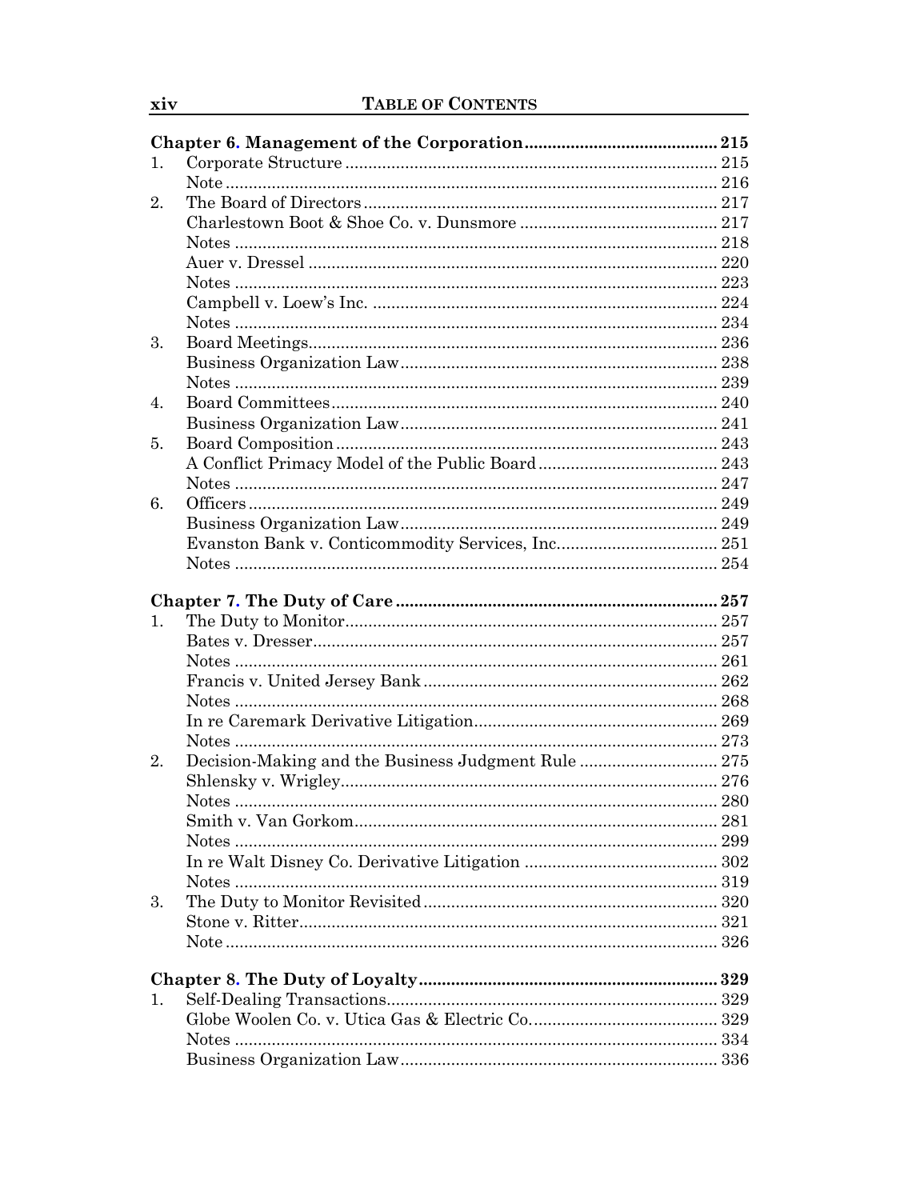**Chapter 6. Management of the Corporation** ..... 215

1. Corporate Structure ..... 215
   Note ..... 216
2. The Board of Directors ..... 217
   Charlestown Boot & Shoe Co. v. Dunsmore ..... 217
   Notes ..... 218
   Auer v. Dressel ..... 220
   Notes ..... 223
   Campbell v. Loew's Inc. ..... 224
   Notes ..... 234
3. Board Meetings ..... 236
   Business Organization Law ..... 238
   Notes ..... 239
4. Board Committees ..... 240
   Business Organization Law ..... 241
5. Board Composition ..... 243
   A Conflict Primacy Model of the Public Board ..... 243
   Notes ..... 247
6. Officers ..... 249
   Business Organization Law ..... 249
   Evanston Bank v. Conticommodity Services, Inc. ..... 251
   Notes ..... 254

**Chapter 7. The Duty of Care** ..... 257

1. The Duty to Monitor ..... 257
   Bates v. Dresser ..... 257
   Notes ..... 261
   Francis v. United Jersey Bank ..... 262
   Notes ..... 268
   In re Caremark Derivative Litigation ..... 269
   Notes ..... 273
2. Decision-Making and the Business Judgment Rule ..... 275
   Shlensky v. Wrigley ..... 276
   Notes ..... 280
   Smith v. Van Gorkom ..... 281
   Notes ..... 299
   In re Walt Disney Co. Derivative Litigation ..... 302
   Notes ..... 319
3. The Duty to Monitor Revisited ..... 320
   Stone v. Ritter ..... 321
   Note ..... 326

**Chapter 8. The Duty of Loyalty** ..... 329

1. Self-Dealing Transactions ..... 329
   Globe Woolen Co. v. Utica Gas & Electric Co. ..... 329
   Notes ..... 334
   Business Organization Law ..... 336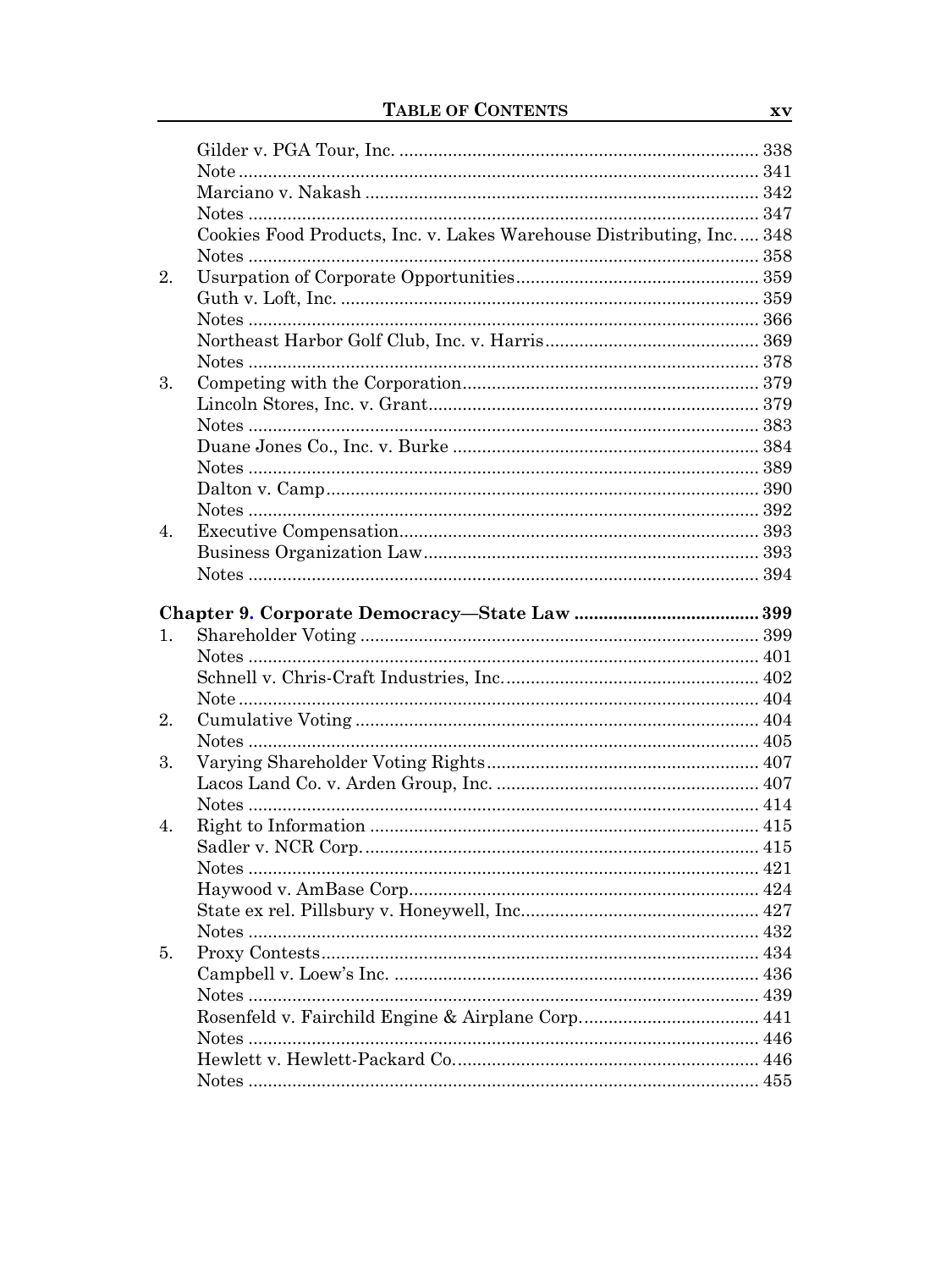Gilder v. PGA Tour, Inc. ........................................................................ 338
Note ........................................................................................................ 341
Marciano v. Nakash ............................................................................... 342
Notes ...................................................................................................... 347
Cookies Food Products, Inc. v. Lakes Warehouse Distributing, Inc. .... 348
Notes ...................................................................................................... 358

2. Usurpation of Corporate Opportunities ................................................ 359
   Guth v. Loft, Inc. .................................................................................... 359
   Notes ...................................................................................................... 366
   Northeast Harbor Golf Club, Inc. v. Harris ........................................... 369
   Notes ...................................................................................................... 378
3. Competing with the Corporation ........................................................... 379
   Lincoln Stores, Inc. v. Grant .................................................................. 379
   Notes ...................................................................................................... 383
   Duane Jones Co., Inc. v. Burke .............................................................. 384
   Notes ...................................................................................................... 389
   Dalton v. Camp ....................................................................................... 390
   Notes ...................................................................................................... 392
4. Executive Compensation ........................................................................ 393
   Business Organization Law .................................................................... 393
   Notes ...................................................................................................... 394

**Chapter 9. Corporate Democracy—State Law ..................................... 399**

1. Shareholder Voting ................................................................................ 399
   Notes ...................................................................................................... 401
   Schnell v. Chris-Craft Industries, Inc. ................................................... 402
   Note ........................................................................................................ 404
2. Cumulative Voting .................................................................................. 404
   Notes ...................................................................................................... 405
3. Varying Shareholder Voting Rights ....................................................... 407
   Lacos Land Co. v. Arden Group, Inc. ..................................................... 407
   Notes ...................................................................................................... 414
4. Right to Information ............................................................................... 415
   Sadler v. NCR Corp. ................................................................................ 415
   Notes ...................................................................................................... 421
   Haywood v. AmBase Corp. ...................................................................... 424
   State ex rel. Pillsbury v. Honeywell, Inc. ............................................... 427
   Notes ...................................................................................................... 432
5. Proxy Contests ......................................................................................... 434
   Campbell v. Loew's Inc. .......................................................................... 436
   Notes ...................................................................................................... 439
   Rosenfeld v. Fairchild Engine & Airplane Corp. .................................... 441
   Notes ...................................................................................................... 446
   Hewlett v. Hewlett-Packard Co. ............................................................. 446
   Notes ...................................................................................................... 455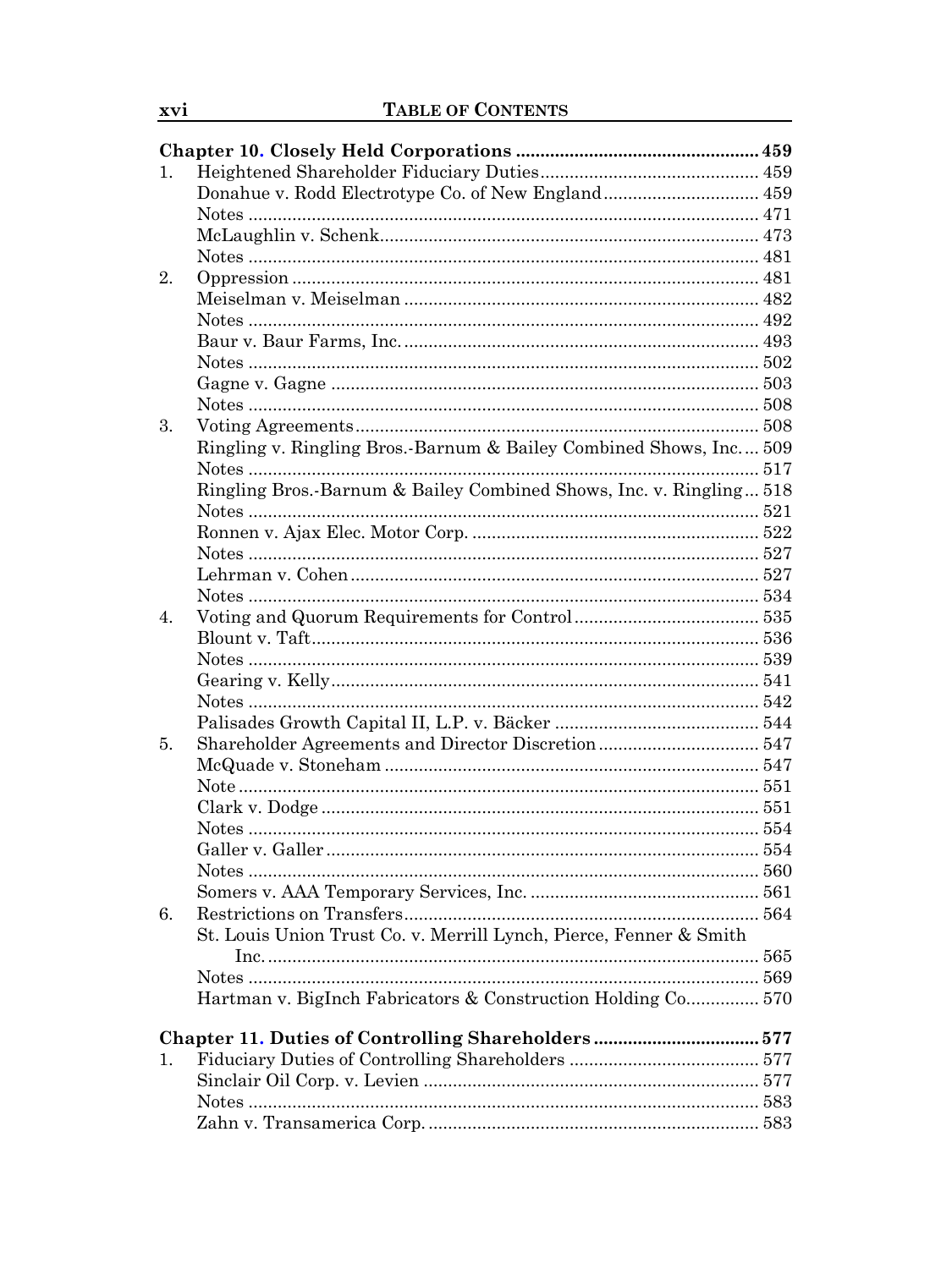**Chapter 10. Closely Held Corporations** ... 459

1. Heightened Shareholder Fiduciary Duties ... 459
   - Donahue v. Rodd Electrotype Co. of New England ... 459
   - Notes ... 471
   - McLaughlin v. Schenk ... 473
   - Notes ... 481
2. Oppression ... 481
   - Meiselman v. Meiselman ... 482
   - Notes ... 492
   - Baur v. Baur Farms, Inc. ... 493
   - Notes ... 502
   - Gagne v. Gagne ... 503
   - Notes ... 508
3. Voting Agreements ... 508
   - Ringling v. Ringling Bros.-Barnum & Bailey Combined Shows, Inc. ... 509
   - Notes ... 517
   - Ringling Bros.-Barnum & Bailey Combined Shows, Inc. v. Ringling ... 518
   - Notes ... 521
   - Ronnen v. Ajax Elec. Motor Corp. ... 522
   - Notes ... 527
   - Lehrman v. Cohen ... 527
   - Notes ... 534
4. Voting and Quorum Requirements for Control ... 535
   - Blount v. Taft ... 536
   - Notes ... 539
   - Gearing v. Kelly ... 541
   - Notes ... 542
   - Palisades Growth Capital II, L.P. v. Bäcker ... 544
5. Shareholder Agreements and Director Discretion ... 547
   - McQuade v. Stoneham ... 547
   - Note ... 551
   - Clark v. Dodge ... 551
   - Notes ... 554
   - Galler v. Galler ... 554
   - Notes ... 560
   - Somers v. AAA Temporary Services, Inc. ... 561
6. Restrictions on Transfers ... 564
   - St. Louis Union Trust Co. v. Merrill Lynch, Pierce, Fenner & Smith Inc. ... 565
   - Notes ... 569
   - Hartman v. BigInch Fabricators & Construction Holding Co. ... 570

**Chapter 11. Duties of Controlling Shareholders** ... 577

1. Fiduciary Duties of Controlling Shareholders ... 577
   - Sinclair Oil Corp. v. Levien ... 577
   - Notes ... 583
   - Zahn v. Transamerica Corp. ... 583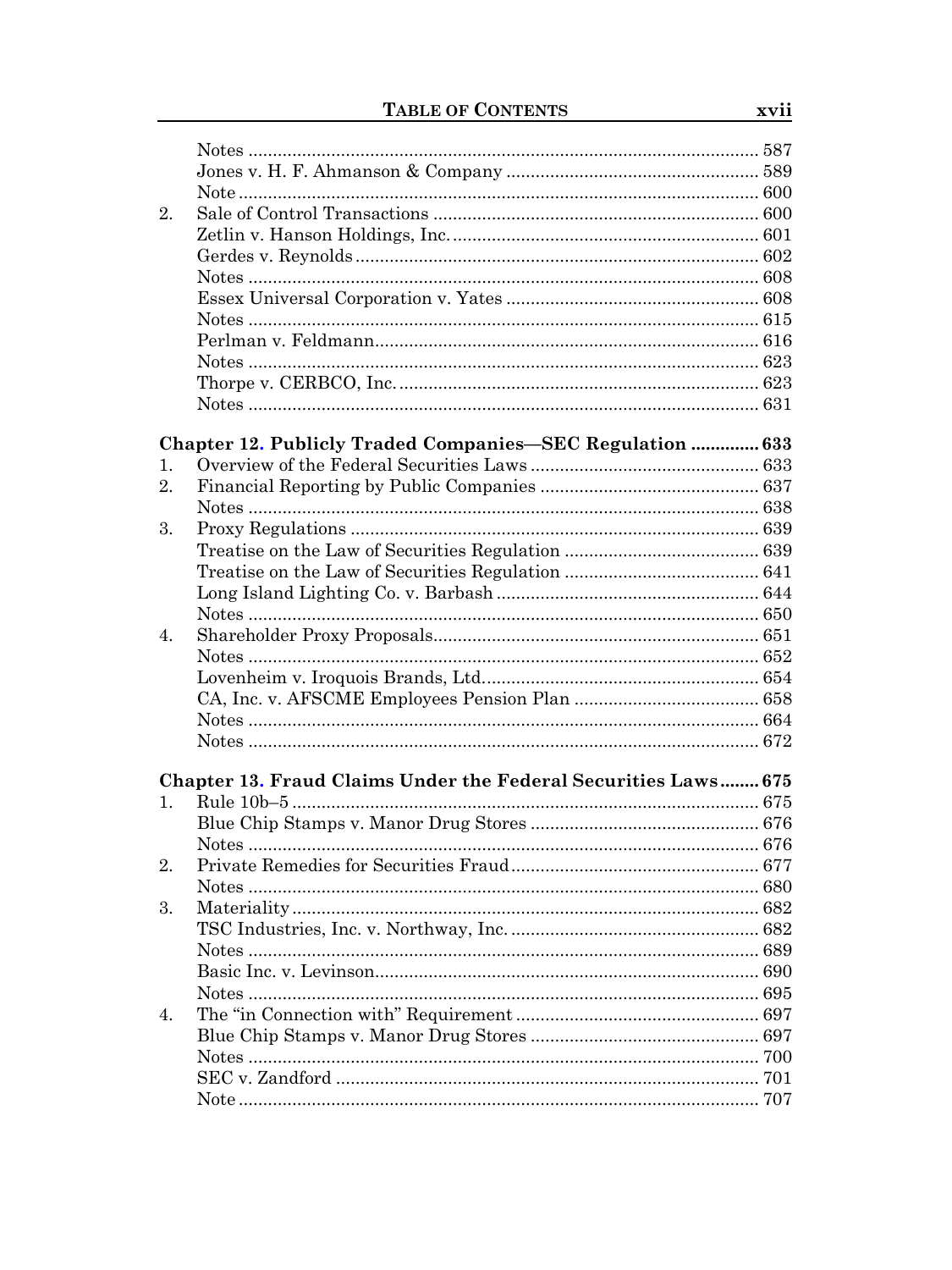Notes ..... 587
Jones v. H. F. Ahmanson & Company ..... 589
Note ..... 600

2. Sale of Control Transactions ..... 600
   Zetlin v. Hanson Holdings, Inc. ..... 601
   Gerdes v. Reynolds ..... 602
   Notes ..... 608
   Essex Universal Corporation v. Yates ..... 608
   Notes ..... 615
   Perlman v. Feldmann ..... 616
   Notes ..... 623
   Thorpe v. CERBCO, Inc. ..... 623
   Notes ..... 631

**Chapter 12. Publicly Traded Companies—SEC Regulation ..... 633**

1. Overview of the Federal Securities Laws ..... 633
2. Financial Reporting by Public Companies ..... 637
   Notes ..... 638
3. Proxy Regulations ..... 639
   Treatise on the Law of Securities Regulation ..... 639
   Treatise on the Law of Securities Regulation ..... 641
   Long Island Lighting Co. v. Barbash ..... 644
   Notes ..... 650
4. Shareholder Proxy Proposals ..... 651
   Notes ..... 652
   Lovenheim v. Iroquois Brands, Ltd. ..... 654
   CA, Inc. v. AFSCME Employees Pension Plan ..... 658
   Notes ..... 664
   Notes ..... 672

**Chapter 13. Fraud Claims Under the Federal Securities Laws ..... 675**

1. Rule 10b–5 ..... 675
   Blue Chip Stamps v. Manor Drug Stores ..... 676
   Notes ..... 676
2. Private Remedies for Securities Fraud ..... 677
   Notes ..... 680
3. Materiality ..... 682
   TSC Industries, Inc. v. Northway, Inc. ..... 682
   Notes ..... 689
   Basic Inc. v. Levinson ..... 690
   Notes ..... 695
4. The "in Connection with" Requirement ..... 697
   Blue Chip Stamps v. Manor Drug Stores ..... 697
   Notes ..... 700
   SEC v. Zandford ..... 701
   Note ..... 707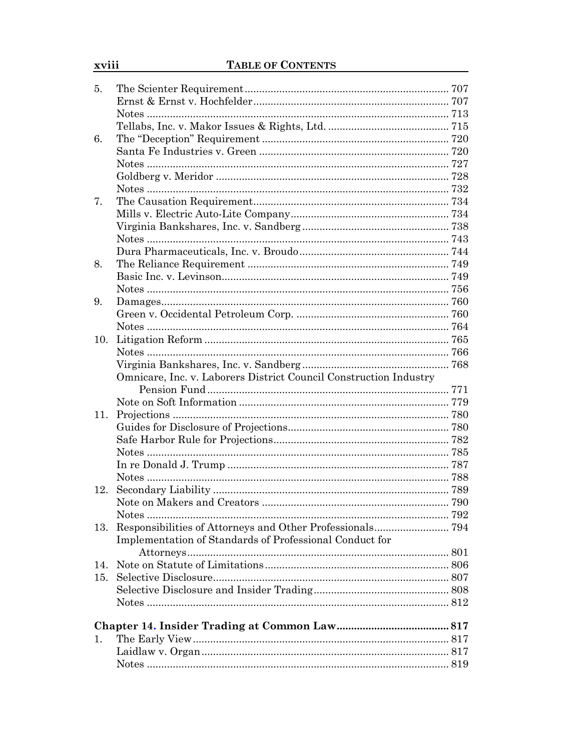5. The Scienter Requirement ....... 707
   - Ernst & Ernst v. Hochfelder ....... 707
   - Notes ....... 713
   - Tellabs, Inc. v. Makor Issues & Rights, Ltd. ....... 715
6. The "Deception" Requirement ....... 720
   - Santa Fe Industries v. Green ....... 720
   - Notes ....... 727
   - Goldberg v. Meridor ....... 728
   - Notes ....... 732
7. The Causation Requirement ....... 734
   - Mills v. Electric Auto-Lite Company ....... 734
   - Virginia Bankshares, Inc. v. Sandberg ....... 738
   - Notes ....... 743
   - Dura Pharmaceuticals, Inc. v. Broudo ....... 744
8. The Reliance Requirement ....... 749
   - Basic Inc. v. Levinson ....... 749
   - Notes ....... 756
9. Damages ....... 760
   - Green v. Occidental Petroleum Corp. ....... 760
   - Notes ....... 764
10. Litigation Reform ....... 765
    - Notes ....... 766
    - Virginia Bankshares, Inc. v. Sandberg ....... 768
    - Omnicare, Inc. v. Laborers District Council Construction Industry Pension Fund ....... 771
    - Note on Soft Information ....... 779
11. Projections ....... 780
    - Guides for Disclosure of Projections ....... 780
    - Safe Harbor Rule for Projections ....... 782
    - Notes ....... 785
    - In re Donald J. Trump ....... 787
    - Notes ....... 788
12. Secondary Liability ....... 789
    - Note on Makers and Creators ....... 790
    - Notes ....... 792
13. Responsibilities of Attorneys and Other Professionals ....... 794
    - Implementation of Standards of Professional Conduct for Attorneys ....... 801
14. Note on Statute of Limitations ....... 806
15. Selective Disclosure ....... 807
    - Selective Disclosure and Insider Trading ....... 808
    - Notes ....... 812

**Chapter 14. Insider Trading at Common Law ....... 817**

1. The Early View ....... 817
   - Laidlaw v. Organ ....... 817
   - Notes ....... 819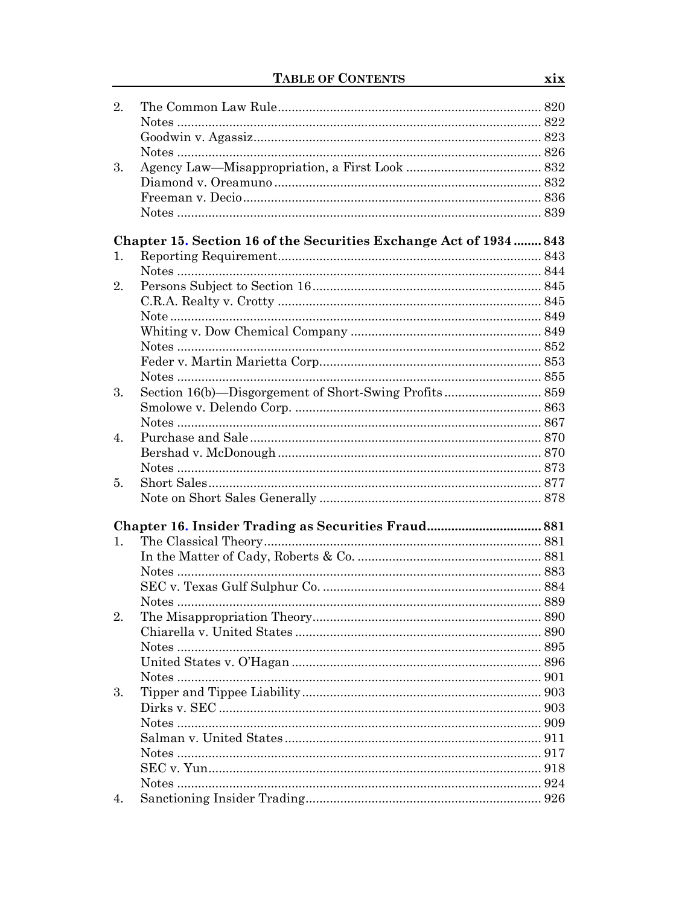2. The Common Law Rule ... 820
   Notes ... 822
   Goodwin v. Agassiz ... 823
   Notes ... 826
3. Agency Law—Misappropriation, a First Look ... 832
   Diamond v. Oreamuno ... 832
   Freeman v. Decio ... 836
   Notes ... 839

**Chapter 15. Section 16 of the Securities Exchange Act of 1934 ... 843**

1. Reporting Requirement ... 843
   Notes ... 844
2. Persons Subject to Section 16 ... 845
   C.R.A. Realty v. Crotty ... 845
   Note ... 849
   Whiting v. Dow Chemical Company ... 849
   Notes ... 852
   Feder v. Martin Marietta Corp. ... 853
   Notes ... 855
3. Section 16(b)—Disgorgement of Short-Swing Profits ... 859
   Smolowe v. Delendo Corp. ... 863
   Notes ... 867
4. Purchase and Sale ... 870
   Bershad v. McDonough ... 870
   Notes ... 873
5. Short Sales ... 877
   Note on Short Sales Generally ... 878

**Chapter 16. Insider Trading as Securities Fraud ... 881**

1. The Classical Theory ... 881
   In the Matter of Cady, Roberts & Co. ... 881
   Notes ... 883
   SEC v. Texas Gulf Sulphur Co. ... 884
   Notes ... 889
2. The Misappropriation Theory ... 890
   Chiarella v. United States ... 890
   Notes ... 895
   United States v. O'Hagan ... 896
   Notes ... 901
3. Tipper and Tippee Liability ... 903
   Dirks v. SEC ... 903
   Notes ... 909
   Salman v. United States ... 911
   Notes ... 917
   SEC v. Yun ... 918
   Notes ... 924
4. Sanctioning Insider Trading ... 926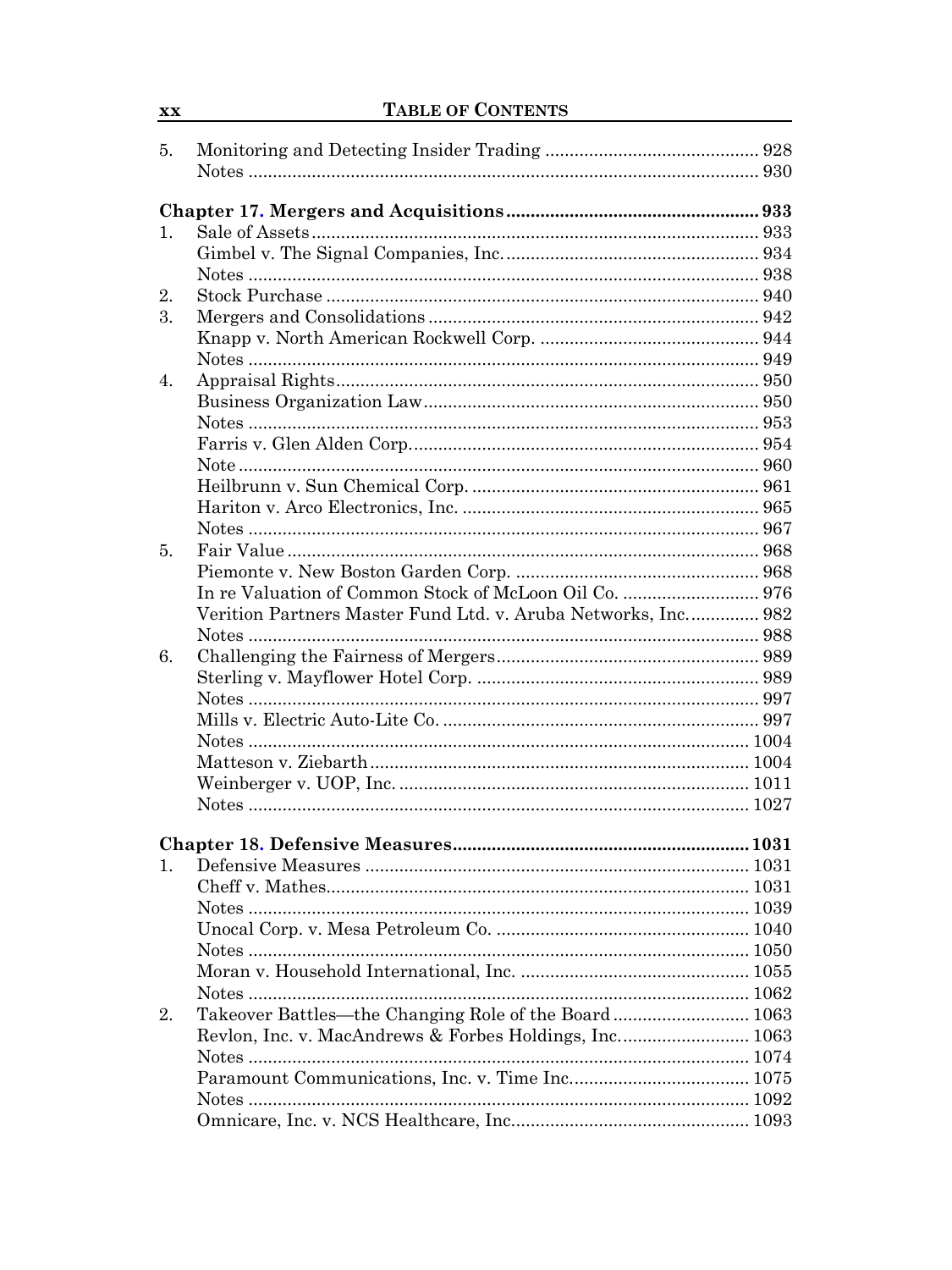5. Monitoring and Detecting Insider Trading ............................................ 928
   Notes ........................................................................................ 930

**Chapter 17. Mergers and Acquisitions ................................................... 933**

1. Sale of Assets ............................................................................ 933
   Gimbel v. The Signal Companies, Inc. .................................................... 934
   Notes ........................................................................................ 938
2. Stock Purchase ........................................................................... 940
3. Mergers and Consolidations ............................................................ 942
   Knapp v. North American Rockwell Corp. ............................................. 944
   Notes ........................................................................................ 949
4. Appraisal Rights ......................................................................... 950
   Business Organization Law ............................................................... 950
   Notes ........................................................................................ 953
   Farris v. Glen Alden Corp. ............................................................... 954
   Note .......................................................................................... 960
   Heilbrunn v. Sun Chemical Corp. ........................................................ 961
   Hariton v. Arco Electronics, Inc. ........................................................ 965
   Notes ........................................................................................ 967
5. Fair Value ................................................................................ 968
   Piemonte v. New Boston Garden Corp. .................................................. 968
   In re Valuation of Common Stock of McLoon Oil Co. ................................ 976
   Verition Partners Master Fund Ltd. v. Aruba Networks, Inc. ..................... 982
   Notes ........................................................................................ 988
6. Challenging the Fairness of Mergers .................................................. 989
   Sterling v. Mayflower Hotel Corp. ....................................................... 989
   Notes ........................................................................................ 997
   Mills v. Electric Auto-Lite Co. ........................................................... 997
   Notes ...................................................................................... 1004
   Matteson v. Ziebarth ..................................................................... 1004
   Weinberger v. UOP, Inc. .................................................................. 1011
   Notes ...................................................................................... 1027

**Chapter 18. Defensive Measures ............................................................ 1031**

1. Defensive Measures ..................................................................... 1031
   Cheff v. Mathes ........................................................................... 1031
   Notes ...................................................................................... 1039
   Unocal Corp. v. Mesa Petroleum Co. .................................................... 1040
   Notes ...................................................................................... 1050
   Moran v. Household International, Inc. ............................................... 1055
   Notes ...................................................................................... 1062
2. Takeover Battles—the Changing Role of the Board ................................ 1063
   Revlon, Inc. v. MacAndrews & Forbes Holdings, Inc. ............................... 1063
   Notes ...................................................................................... 1074
   Paramount Communications, Inc. v. Time Inc. ........................................ 1075
   Notes ...................................................................................... 1092
   Omnicare, Inc. v. NCS Healthcare, Inc. ................................................ 1093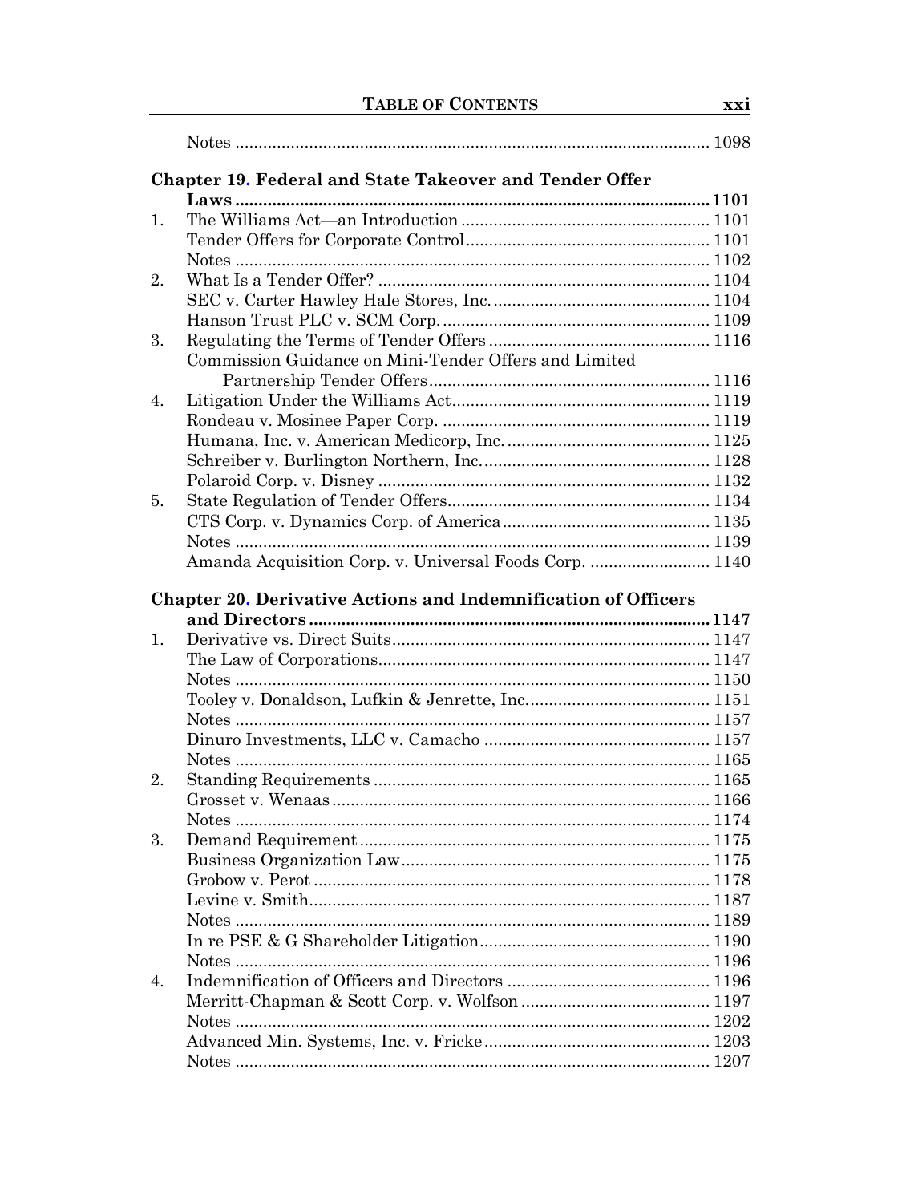Notes ..... 1098

**Chapter 19. Federal and State Takeover and Tender Offer Laws ..... 1101**

1. The Williams Act—an Introduction ..... 1101
   Tender Offers for Corporate Control ..... 1101
   Notes ..... 1102
2. What Is a Tender Offer? ..... 1104
   SEC v. Carter Hawley Hale Stores, Inc. ..... 1104
   Hanson Trust PLC v. SCM Corp. ..... 1109
3. Regulating the Terms of Tender Offers ..... 1116
   Commission Guidance on Mini-Tender Offers and Limited Partnership Tender Offers ..... 1116
4. Litigation Under the Williams Act ..... 1119
   Rondeau v. Mosinee Paper Corp. ..... 1119
   Humana, Inc. v. American Medicorp, Inc. ..... 1125
   Schreiber v. Burlington Northern, Inc. ..... 1128
   Polaroid Corp. v. Disney ..... 1132
5. State Regulation of Tender Offers ..... 1134
   CTS Corp. v. Dynamics Corp. of America ..... 1135
   Notes ..... 1139
   Amanda Acquisition Corp. v. Universal Foods Corp. ..... 1140

**Chapter 20. Derivative Actions and Indemnification of Officers and Directors ..... 1147**

1. Derivative vs. Direct Suits ..... 1147
   The Law of Corporations ..... 1147
   Notes ..... 1150
   Tooley v. Donaldson, Lufkin & Jenrette, Inc. ..... 1151
   Notes ..... 1157
   Dinuro Investments, LLC v. Camacho ..... 1157
   Notes ..... 1165
2. Standing Requirements ..... 1165
   Grosset v. Wenaas ..... 1166
   Notes ..... 1174
3. Demand Requirement ..... 1175
   Business Organization Law ..... 1175
   Grobow v. Perot ..... 1178
   Levine v. Smith ..... 1187
   Notes ..... 1189
   In re PSE & G Shareholder Litigation ..... 1190
   Notes ..... 1196
4. Indemnification of Officers and Directors ..... 1196
   Merritt-Chapman & Scott Corp. v. Wolfson ..... 1197
   Notes ..... 1202
   Advanced Min. Systems, Inc. v. Fricke ..... 1203
   Notes ..... 1207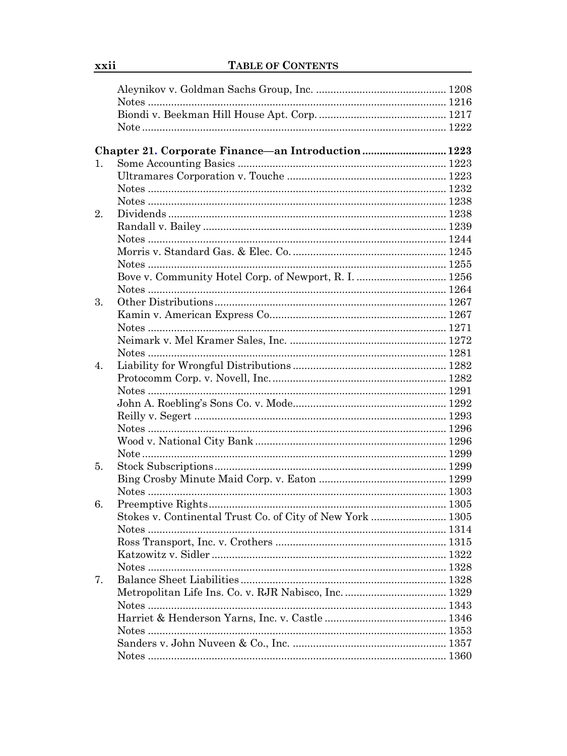Aleynikov v. Goldman Sachs Group, Inc. ............................................ 1208
Notes ...................................................................................................... 1216
Biondi v. Beekman Hill House Apt. Corp. ........................................... 1217
Note ........................................................................................................ 1222

**Chapter 21. Corporate Finance—an Introduction ............................ 1223**

1. Some Accounting Basics ...................................................................... 1223
   Ultramares Corporation v. Touche ...................................................... 1223
   Notes ...................................................................................................... 1232
   Notes ...................................................................................................... 1238
2. Dividends ............................................................................................... 1238
   Randall v. Bailey ................................................................................... 1239
   Notes ...................................................................................................... 1244
   Morris v. Standard Gas. & Elec. Co. ..................................................... 1245
   Notes ...................................................................................................... 1255
   Bove v. Community Hotel Corp. of Newport, R. I. ............................... 1256
   Notes ...................................................................................................... 1264
3. Other Distributions ............................................................................... 1267
   Kamin v. American Express Co. ............................................................ 1267
   Notes ...................................................................................................... 1271
   Neimark v. Mel Kramer Sales, Inc. ...................................................... 1272
   Notes ...................................................................................................... 1281
4. Liability for Wrongful Distributions .................................................... 1282
   Protocomm Corp. v. Novell, Inc. ........................................................... 1282
   Notes ...................................................................................................... 1291
   John A. Roebling's Sons Co. v. Mode .................................................... 1292
   Reilly v. Segert ...................................................................................... 1293
   Notes ...................................................................................................... 1296
   Wood v. National City Bank ................................................................. 1296
   Note ........................................................................................................ 1299
5. Stock Subscriptions ............................................................................... 1299
   Bing Crosby Minute Maid Corp. v. Eaton ............................................ 1299
   Notes ...................................................................................................... 1303
6. Preemptive Rights ................................................................................. 1305
   Stokes v. Continental Trust Co. of City of New York .......................... 1305
   Notes ...................................................................................................... 1314
   Ross Transport, Inc. v. Crothers ........................................................... 1315
   Katzowitz v. Sidler ................................................................................ 1322
   Notes ...................................................................................................... 1328
7. Balance Sheet Liabilities ...................................................................... 1328
   Metropolitan Life Ins. Co. v. RJR Nabisco, Inc. ................................... 1329
   Notes ...................................................................................................... 1343
   Harriet & Henderson Yarns, Inc. v. Castle .......................................... 1346
   Notes ...................................................................................................... 1353
   Sanders v. John Nuveen & Co., Inc. ..................................................... 1357
   Notes ...................................................................................................... 1360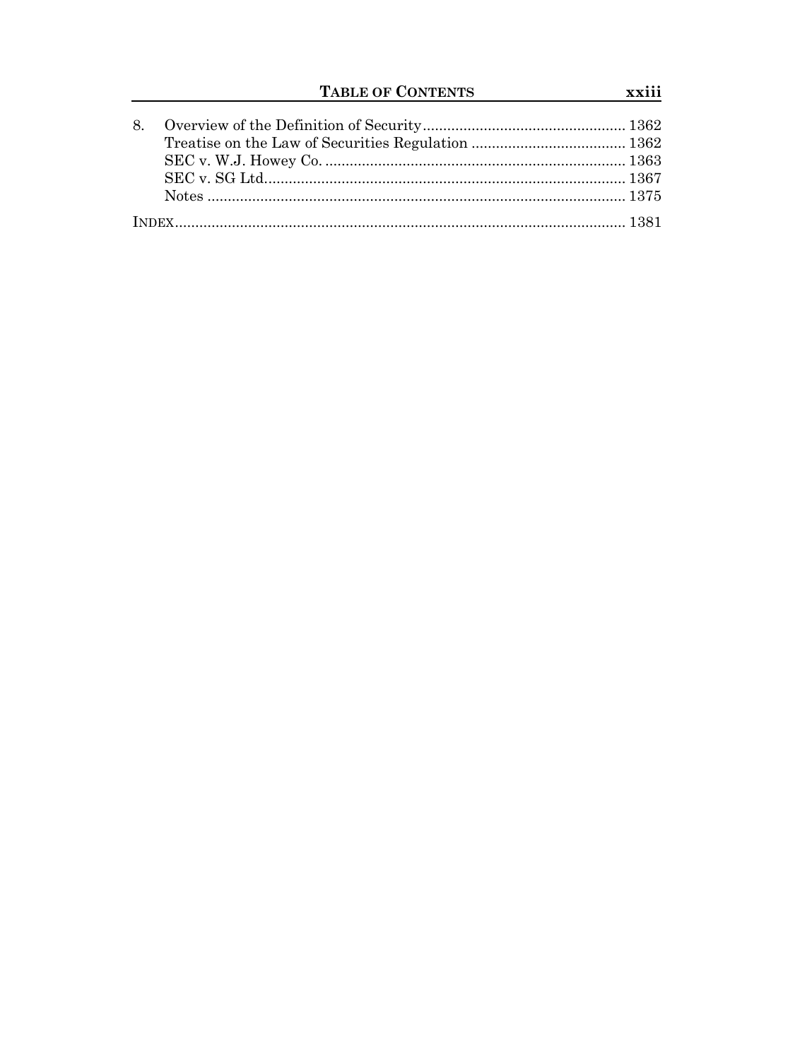8. Overview of the Definition of Security .................................................. 1362
   - Treatise on the Law of Securities Regulation ...................................... 1362
   - SEC v. W.J. Howey Co. .......................................................................... 1363
   - SEC v. SG Ltd. ........................................................................................ 1367
   - Notes ....................................................................................................... 1375

INDEX ............................................................................................................... 1381